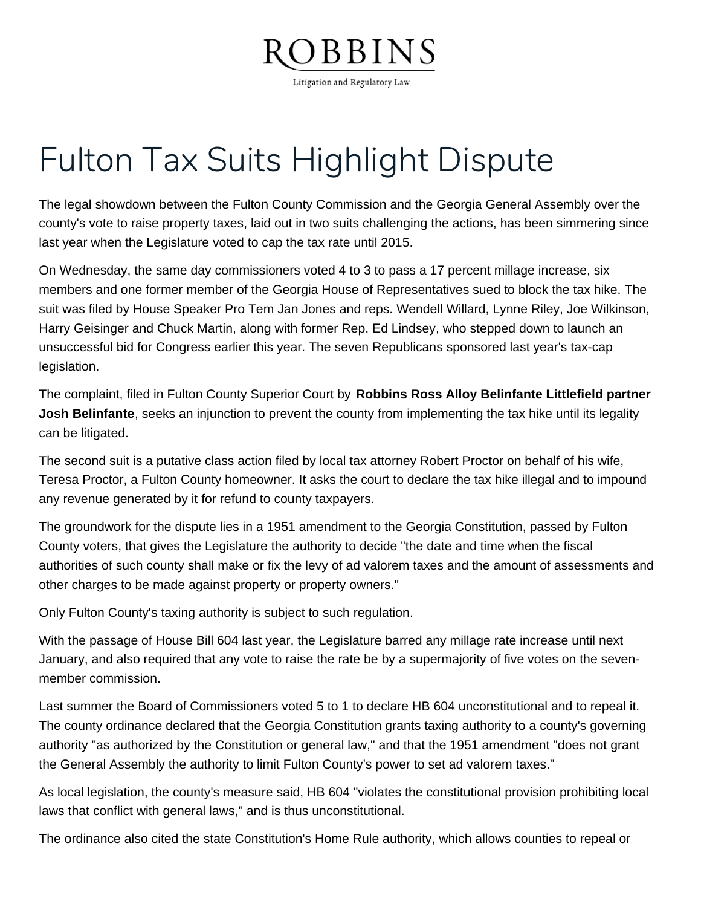# Fulton Tax Suits Highlight Dispute

The legal showdown between the Fulton County Commission and the Georgia General Assembly over the county's vote to raise property taxes, laid out in two suits challenging the actions, has been simmering since last year when the Legislature voted to cap the tax rate until 2015.

On Wednesday, the same day commissioners voted 4 to 3 to pass a 17 percent millage increase, six members and one former member of the Georgia House of Representatives sued to block the tax hike. The suit was filed by House Speaker Pro Tem Jan Jones and reps. Wendell Willard, Lynne Riley, Joe Wilkinson, Harry Geisinger and Chuck Martin, along with former Rep. Ed Lindsey, who stepped down to launch an unsuccessful bid for Congress earlier this year. The seven Republicans sponsored last year's tax-cap legislation.

The complaint, filed in Fulton County Superior Court by **Robbins Ross Alloy Belinfante Littlefield partner Josh Belinfante**, seeks an injunction to prevent the county from implementing the tax hike until its legality can be litigated.

The second suit is a putative class action filed by local tax attorney Robert Proctor on behalf of his wife, Teresa Proctor, a Fulton County homeowner. It asks the court to declare the tax hike illegal and to impound any revenue generated by it for refund to county taxpayers.

The groundwork for the dispute lies in a 1951 amendment to the Georgia Constitution, passed by Fulton County voters, that gives the Legislature the authority to decide "the date and time when the fiscal authorities of such county shall make or fix the levy of ad valorem taxes and the amount of assessments and other charges to be made against property or property owners."

Only Fulton County's taxing authority is subject to such regulation.

With the passage of House Bill 604 last year, the Legislature barred any millage rate increase until next January, and also required that any vote to raise the rate be by a supermajority of five votes on the seven-member commission.

Last summer the Board of Commissioners voted 5 to 1 to declare HB 604 unconstitutional and to repeal it. The county ordinance declared that the Georgia Constitution grants taxing authority to a county's governing authority "as authorized by the Constitution or general law," and that the 1951 amendment "does not grant the General Assembly the authority to limit Fulton County's power to set ad valorem taxes."

As local legislation, the county's measure said, HB 604 "violates the constitutional provision prohibiting local laws that conflict with general laws," and is thus unconstitutional.

The ordinance also cited the state Constitution's Home Rule authority, which allows counties to repeal or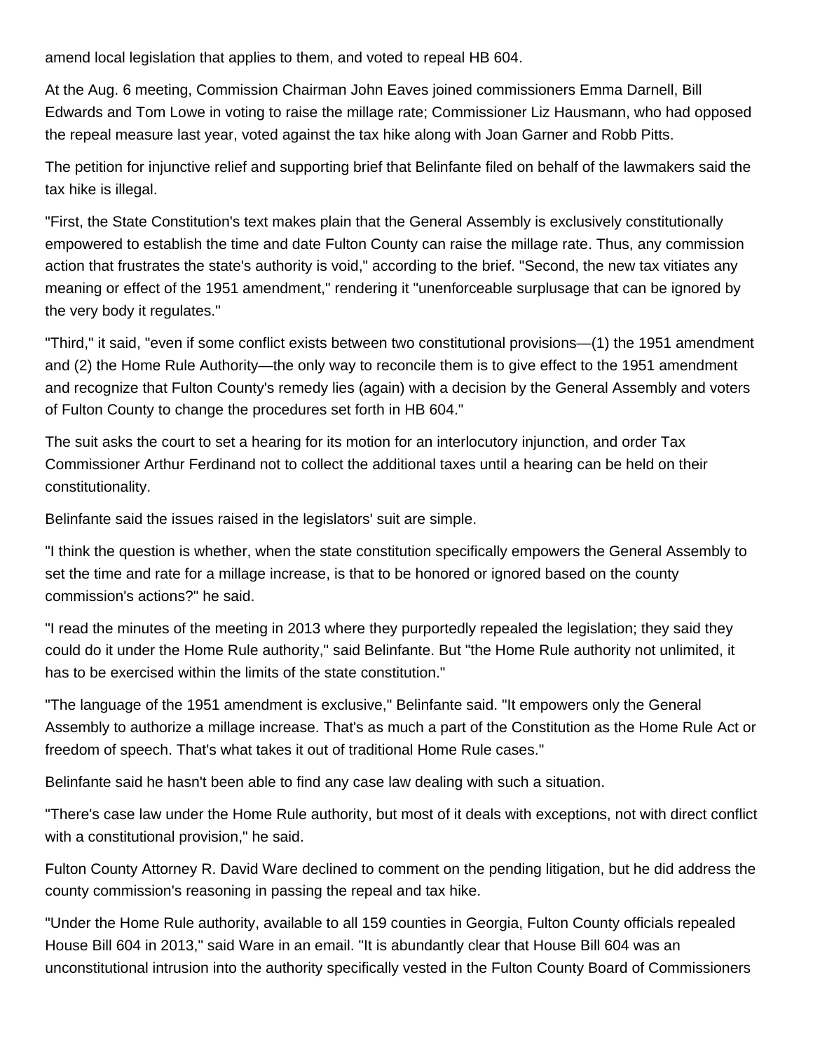amend local legislation that applies to them, and voted to repeal HB 604.

At the Aug. 6 meeting, Commission Chairman John Eaves joined commissioners Emma Darnell, Bill Edwards and Tom Lowe in voting to raise the millage rate; Commissioner Liz Hausmann, who had opposed the repeal measure last year, voted against the tax hike along with Joan Garner and Robb Pitts.

The petition for injunctive relief and supporting brief that Belinfante filed on behalf of the lawmakers said the tax hike is illegal.

"First, the State Constitution's text makes plain that the General Assembly is exclusively constitutionally empowered to establish the time and date Fulton County can raise the millage rate. Thus, any commission action that frustrates the state's authority is void," according to the brief. "Second, the new tax vitiates any meaning or effect of the 1951 amendment," rendering it "unenforceable surplusage that can be ignored by the very body it regulates."

"Third," it said, "even if some conflict exists between two constitutional provisions—(1) the 1951 amendment and (2) the Home Rule Authority—the only way to reconcile them is to give effect to the 1951 amendment and recognize that Fulton County's remedy lies (again) with a decision by the General Assembly and voters of Fulton County to change the procedures set forth in HB 604."

The suit asks the court to set a hearing for its motion for an interlocutory injunction, and order Tax Commissioner Arthur Ferdinand not to collect the additional taxes until a hearing can be held on their constitutionality.

Belinfante said the issues raised in the legislators' suit are simple.

"I think the question is whether, when the state constitution specifically empowers the General Assembly to set the time and rate for a millage increase, is that to be honored or ignored based on the county commission's actions?" he said.

"I read the minutes of the meeting in 2013 where they purportedly repealed the legislation; they said they could do it under the Home Rule authority," said Belinfante. But "the Home Rule authority not unlimited, it has to be exercised within the limits of the state constitution."

"The language of the 1951 amendment is exclusive," Belinfante said. "It empowers only the General Assembly to authorize a millage increase. That's as much a part of the Constitution as the Home Rule Act or freedom of speech. That's what takes it out of traditional Home Rule cases."

Belinfante said he hasn't been able to find any case law dealing with such a situation.

"There's case law under the Home Rule authority, but most of it deals with exceptions, not with direct conflict with a constitutional provision," he said.

Fulton County Attorney R. David Ware declined to comment on the pending litigation, but he did address the county commission's reasoning in passing the repeal and tax hike.

"Under the Home Rule authority, available to all 159 counties in Georgia, Fulton County officials repealed House Bill 604 in 2013," said Ware in an email. "It is abundantly clear that House Bill 604 was an unconstitutional intrusion into the authority specifically vested in the Fulton County Board of Commissioners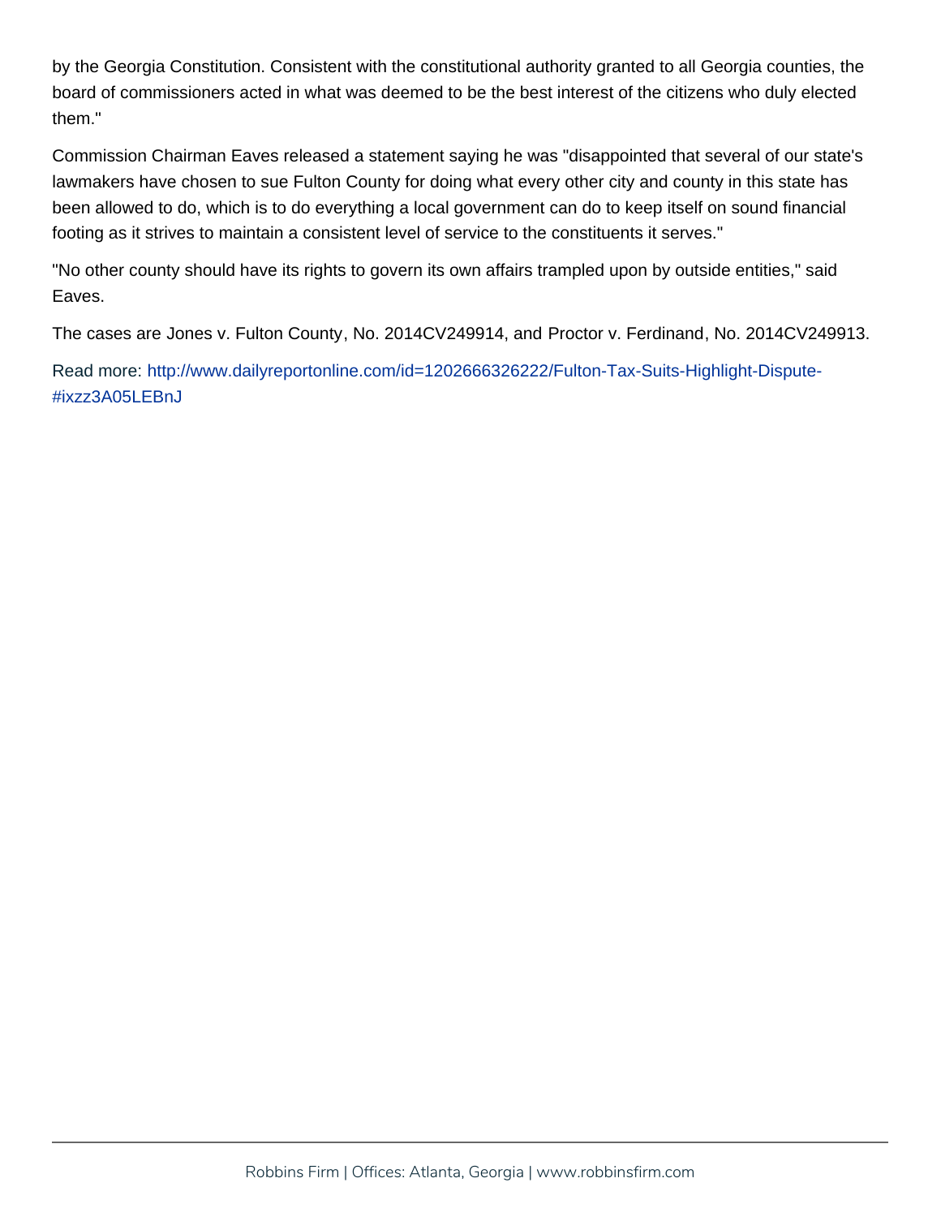by the Georgia Constitution. Consistent with the constitutional authority granted to all Georgia counties, the board of commissioners acted in what was deemed to be the best interest of the citizens who duly elected them."

Commission Chairman Eaves released a statement saying he was "disappointed that several of our state's lawmakers have chosen to sue Fulton County for doing what every other city and county in this state has been allowed to do, which is to do everything a local government can do to keep itself on sound financial footing as it strives to maintain a consistent level of service to the constituents it serves."

"No other county should have its rights to govern its own affairs trampled upon by outside entities," said Eaves.

The cases are Jones v. Fulton County, No. 2014CV249914, and Proctor v. Ferdinand, No. 2014CV249913.

Read more: [http://www.dailyreportonline.com/id=1202666326222/Fulton-Tax-Suits-Highlight-Dispute-#ixzz3A05LEBnJ](http://www.dailyreportonline.com/id=1202666326222/Fulton-Tax-Suits-Highlight-Dispute-#ixzz3A05LEBnJ)